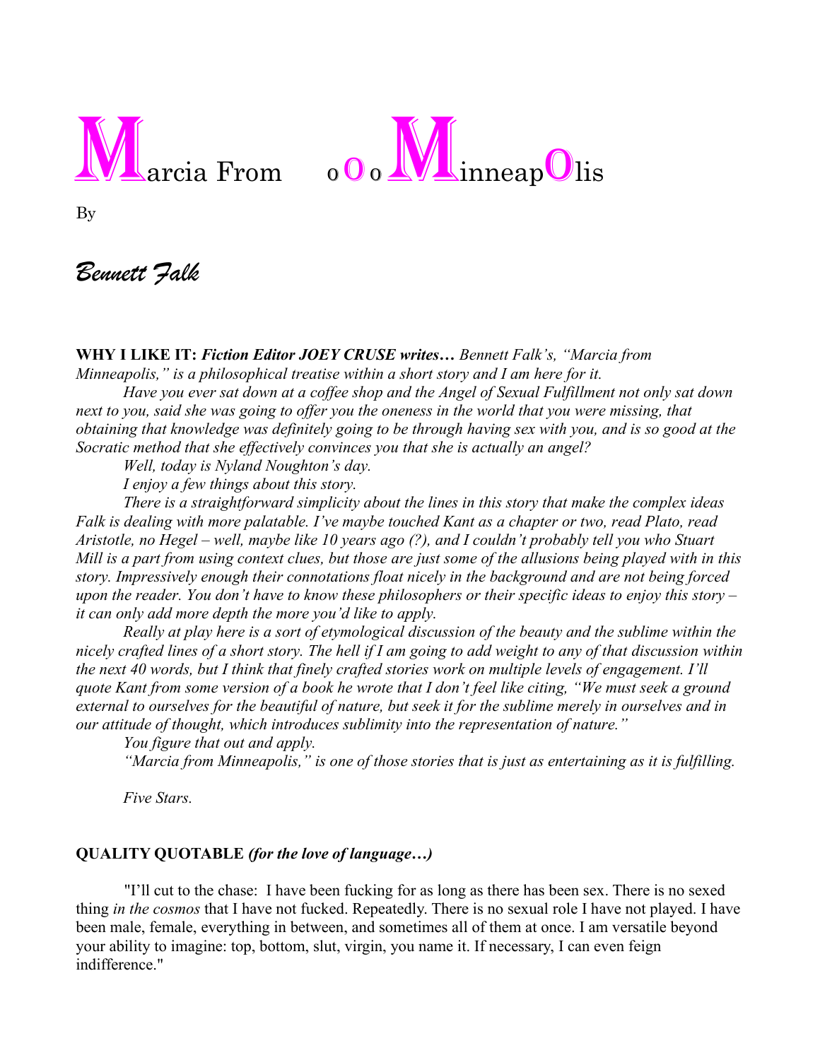# Marcia From oOo MinneapOlis

By

*Bennett Falk*

**WHY I LIKE IT:** ***Fiction Editor JOEY CRUSE writes…*** *Bennett Falk's, "Marcia from Minneapolis," is a philosophical treatise within a short story and I am here for it.*

*Have you ever sat down at a coffee shop and the Angel of Sexual Fulfillment not only sat down next to you, said she was going to offer you the oneness in the world that you were missing, that obtaining that knowledge was definitely going to be through having sex with you, and is so good at the Socratic method that she effectively convinces you that she is actually an angel?*

*Well, today is Nyland Noughton's day.*

*I enjoy a few things about this story.*

*There is a straightforward simplicity about the lines in this story that make the complex ideas Falk is dealing with more palatable. I've maybe touched Kant as a chapter or two, read Plato, read Aristotle, no Hegel – well, maybe like 10 years ago (?), and I couldn't probably tell you who Stuart Mill is a part from using context clues, but those are just some of the allusions being played with in this story. Impressively enough their connotations float nicely in the background and are not being forced upon the reader. You don't have to know these philosophers or their specific ideas to enjoy this story – it can only add more depth the more you'd like to apply.*

*Really at play here is a sort of etymological discussion of the beauty and the sublime within the nicely crafted lines of a short story. The hell if I am going to add weight to any of that discussion within the next 40 words, but I think that finely crafted stories work on multiple levels of engagement. I'll quote Kant from some version of a book he wrote that I don't feel like citing, "We must seek a ground external to ourselves for the beautiful of nature, but seek it for the sublime merely in ourselves and in our attitude of thought, which introduces sublimity into the representation of nature."*

*You figure that out and apply.*

*"Marcia from Minneapolis," is one of those stories that is just as entertaining as it is fulfilling.*

*Five Stars.*

**QUALITY QUOTABLE** ***(for the love of language…)***

"I'll cut to the chase: I have been fucking for as long as there has been sex. There is no sexed thing *in the cosmos* that I have not fucked. Repeatedly. There is no sexual role I have not played. I have been male, female, everything in between, and sometimes all of them at once. I am versatile beyond your ability to imagine: top, bottom, slut, virgin, you name it. If necessary, I can even feign indifference."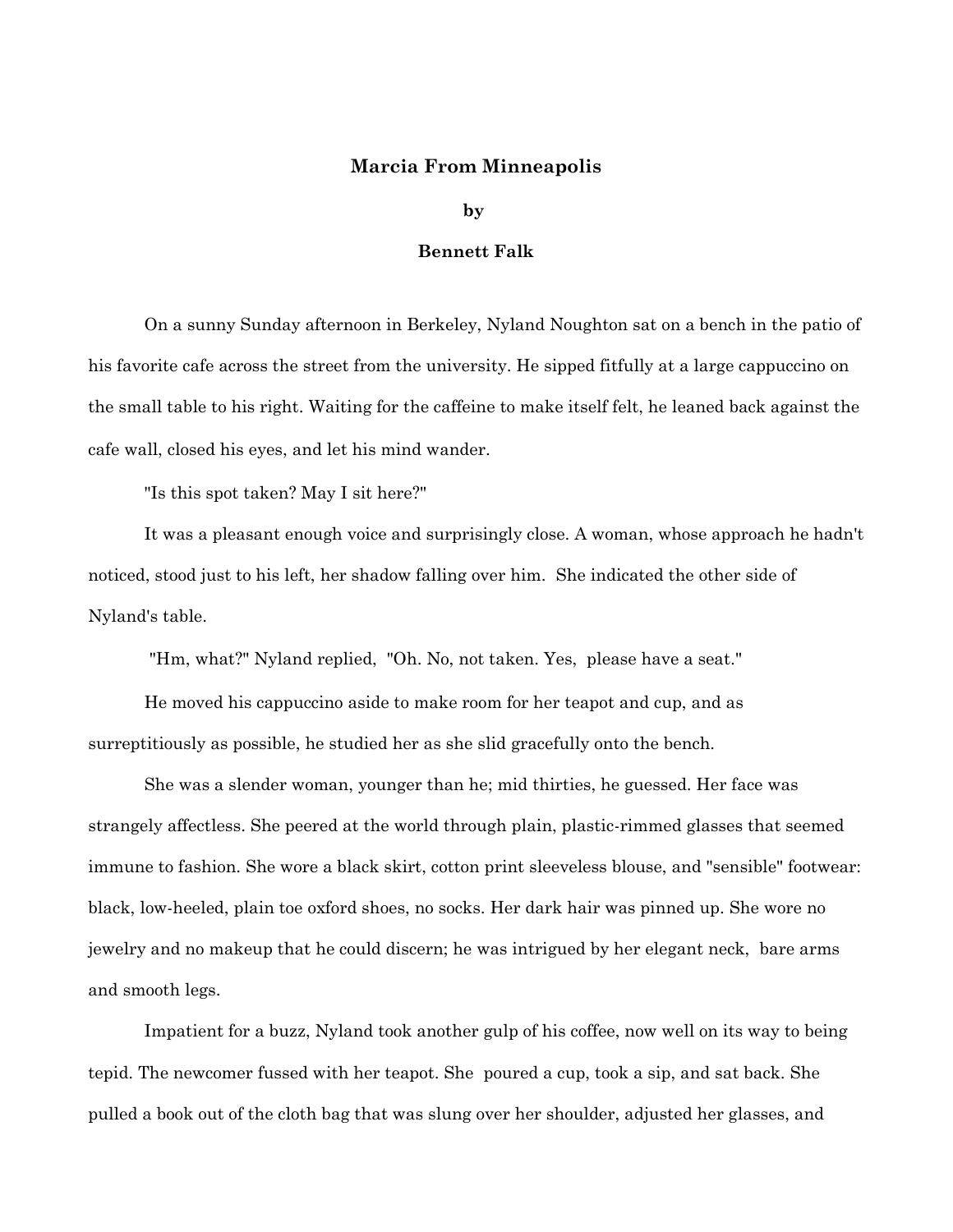# Marcia From Minneapolis

**by**

**Bennett Falk**

On a sunny Sunday afternoon in Berkeley, Nyland Noughton sat on a bench in the patio of his favorite cafe across the street from the university. He sipped fitfully at a large cappuccino on the small table to his right. Waiting for the caffeine to make itself felt, he leaned back against the cafe wall, closed his eyes, and let his mind wander.

"Is this spot taken? May I sit here?"

It was a pleasant enough voice and surprisingly close. A woman, whose approach he hadn't noticed, stood just to his left, her shadow falling over him. She indicated the other side of Nyland's table.

"Hm, what?" Nyland replied, "Oh. No, not taken. Yes, please have a seat."

He moved his cappuccino aside to make room for her teapot and cup, and as surreptitiously as possible, he studied her as she slid gracefully onto the bench.

She was a slender woman, younger than he; mid thirties, he guessed. Her face was strangely affectless. She peered at the world through plain, plastic-rimmed glasses that seemed immune to fashion. She wore a black skirt, cotton print sleeveless blouse, and "sensible" footwear: black, low-heeled, plain toe oxford shoes, no socks. Her dark hair was pinned up. She wore no jewelry and no makeup that he could discern; he was intrigued by her elegant neck, bare arms and smooth legs.

Impatient for a buzz, Nyland took another gulp of his coffee, now well on its way to being tepid. The newcomer fussed with her teapot. She poured a cup, took a sip, and sat back. She pulled a book out of the cloth bag that was slung over her shoulder, adjusted her glasses, and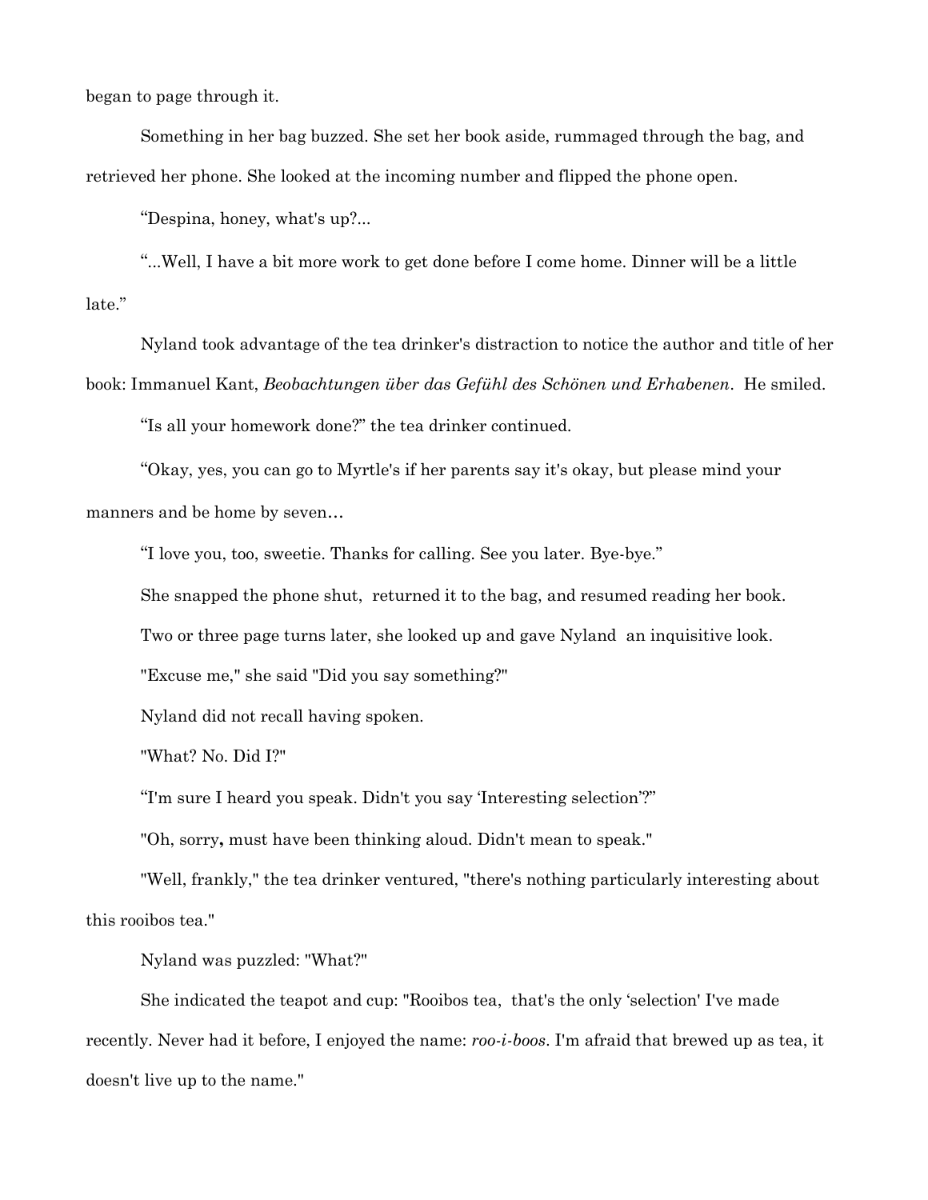began to page through it.

Something in her bag buzzed. She set her book aside, rummaged through the bag, and retrieved her phone. She looked at the incoming number and flipped the phone open.

"Despina, honey, what's up?...

"...Well, I have a bit more work to get done before I come home. Dinner will be a little late."

Nyland took advantage of the tea drinker's distraction to notice the author and title of her book: Immanuel Kant, *Beobachtungen über das Gefühl des Schönen und Erhabenen*. He smiled.

"Is all your homework done?" the tea drinker continued.

"Okay, yes, you can go to Myrtle's if her parents say it's okay, but please mind your manners and be home by seven…

"I love you, too, sweetie. Thanks for calling. See you later. Bye-bye."

She snapped the phone shut, returned it to the bag, and resumed reading her book.

Two or three page turns later, she looked up and gave Nyland an inquisitive look.

"Excuse me," she said "Did you say something?"

Nyland did not recall having spoken.

"What? No. Did I?"

"I'm sure I heard you speak. Didn't you say 'Interesting selection'?"

"Oh, sorry**,** must have been thinking aloud. Didn't mean to speak."

"Well, frankly," the tea drinker ventured, "there's nothing particularly interesting about this rooibos tea."

Nyland was puzzled: "What?"

She indicated the teapot and cup: "Rooibos tea, that's the only 'selection' I've made recently. Never had it before, I enjoyed the name: *roo-i-boos*. I'm afraid that brewed up as tea, it doesn't live up to the name."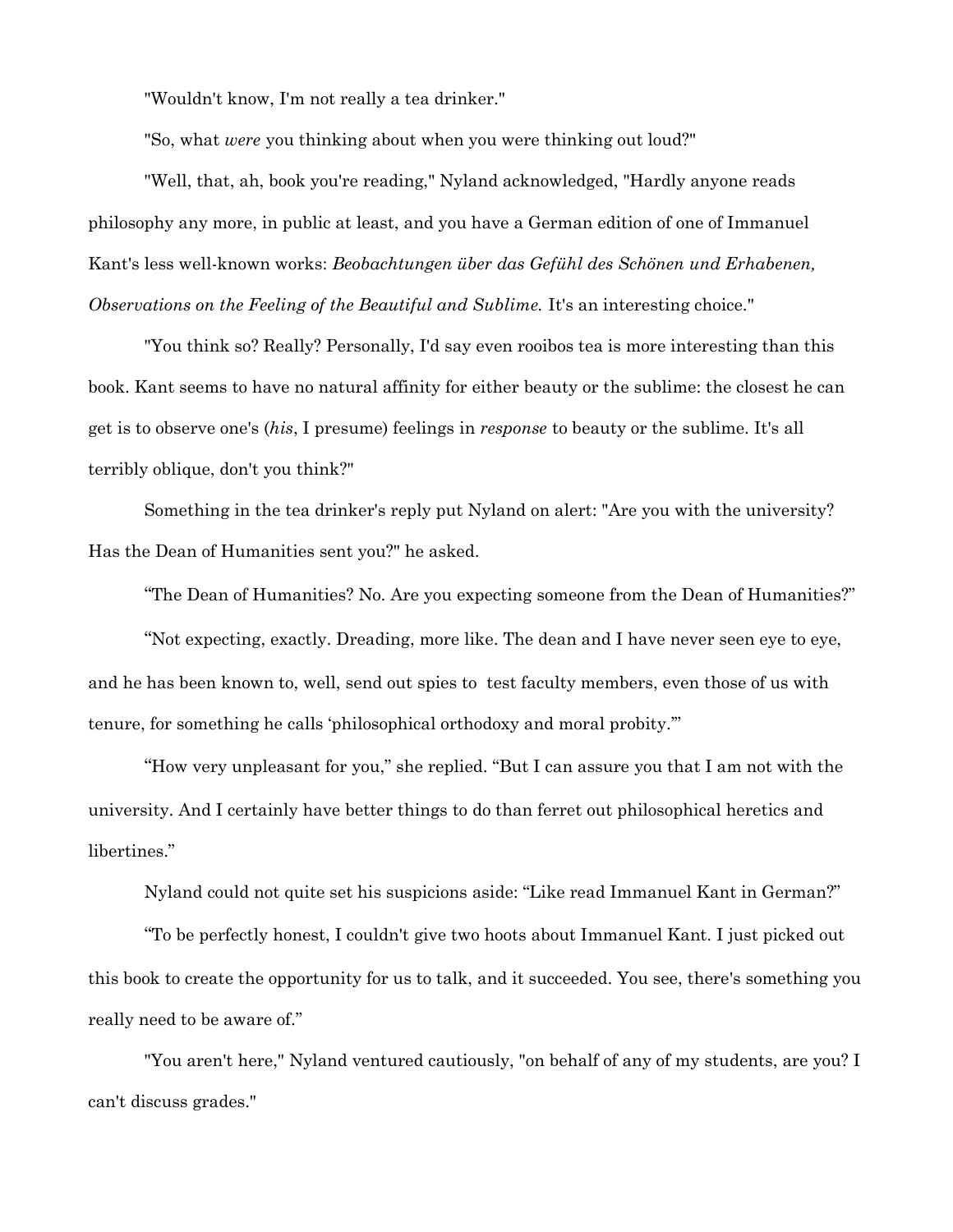"Wouldn't know, I'm not really a tea drinker."

"So, what *were* you thinking about when you were thinking out loud?"

"Well, that, ah, book you're reading," Nyland acknowledged, "Hardly anyone reads philosophy any more, in public at least, and you have a German edition of one of Immanuel Kant's less well-known works: *Beobachtungen über das Gefühl des Schönen und Erhabenen, Observations on the Feeling of the Beautiful and Sublime.* It's an interesting choice."

"You think so? Really? Personally, I'd say even rooibos tea is more interesting than this book. Kant seems to have no natural affinity for either beauty or the sublime: the closest he can get is to observe one's (*his*, I presume) feelings in *response* to beauty or the sublime. It's all terribly oblique, don't you think?"

Something in the tea drinker's reply put Nyland on alert: "Are you with the university? Has the Dean of Humanities sent you?" he asked.

"The Dean of Humanities? No. Are you expecting someone from the Dean of Humanities?"

"Not expecting, exactly. Dreading, more like. The dean and I have never seen eye to eye, and he has been known to, well, send out spies to test faculty members, even those of us with tenure, for something he calls 'philosophical orthodoxy and moral probity.'"

"How very unpleasant for you," she replied. "But I can assure you that I am not with the university. And I certainly have better things to do than ferret out philosophical heretics and libertines."

Nyland could not quite set his suspicions aside: "Like read Immanuel Kant in German?"

"To be perfectly honest, I couldn't give two hoots about Immanuel Kant. I just picked out this book to create the opportunity for us to talk, and it succeeded. You see, there's something you really need to be aware of."

"You aren't here," Nyland ventured cautiously, "on behalf of any of my students, are you? I can't discuss grades."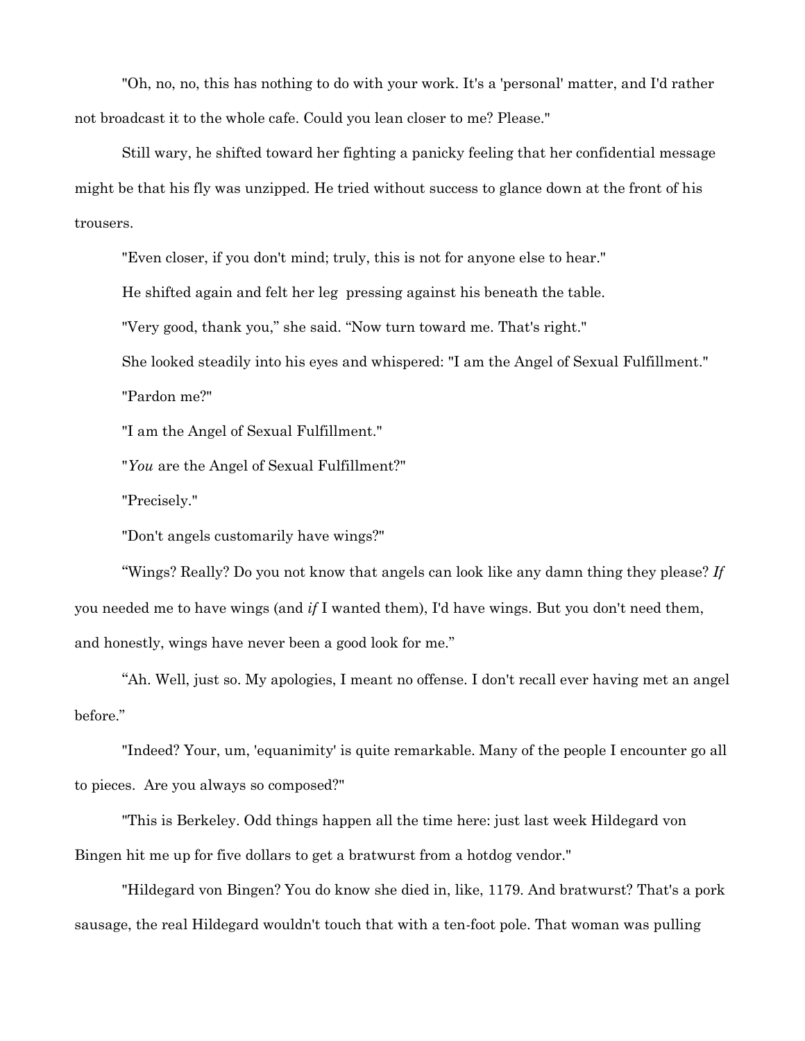"Oh, no, no, this has nothing to do with your work. It's a 'personal' matter, and I'd rather not broadcast it to the whole cafe. Could you lean closer to me? Please."

Still wary, he shifted toward her fighting a panicky feeling that her confidential message might be that his fly was unzipped. He tried without success to glance down at the front of his trousers.

"Even closer, if you don't mind; truly, this is not for anyone else to hear."

He shifted again and felt her leg pressing against his beneath the table.

"Very good, thank you," she said. "Now turn toward me. That's right."

She looked steadily into his eyes and whispered: "I am the Angel of Sexual Fulfillment."

"Pardon me?"

"I am the Angel of Sexual Fulfillment."

"*You* are the Angel of Sexual Fulfillment?"

"Precisely."

"Don't angels customarily have wings?"

"Wings? Really? Do you not know that angels can look like any damn thing they please? *If* you needed me to have wings (and *if* I wanted them), I'd have wings. But you don't need them, and honestly, wings have never been a good look for me."

"Ah. Well, just so. My apologies, I meant no offense. I don't recall ever having met an angel before."

"Indeed? Your, um, 'equanimity' is quite remarkable. Many of the people I encounter go all to pieces. Are you always so composed?"

"This is Berkeley. Odd things happen all the time here: just last week Hildegard von Bingen hit me up for five dollars to get a bratwurst from a hotdog vendor."

"Hildegard von Bingen? You do know she died in, like, 1179. And bratwurst? That's a pork sausage, the real Hildegard wouldn't touch that with a ten-foot pole. That woman was pulling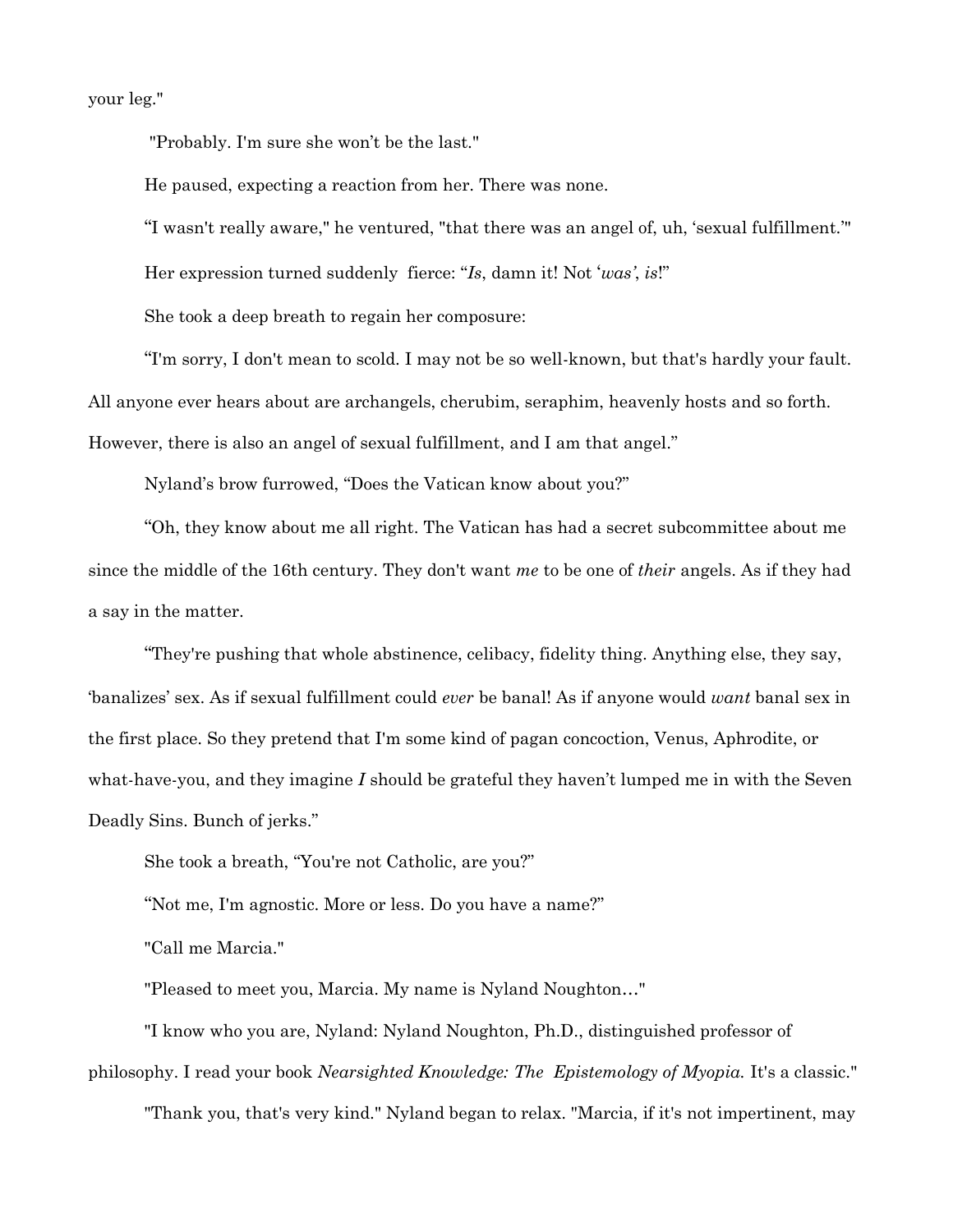your leg."

"Probably. I'm sure she won't be the last."

He paused, expecting a reaction from her. There was none.

"I wasn't really aware," he ventured, "that there was an angel of, uh, 'sexual fulfillment.'"

Her expression turned suddenly fierce: "*Is*, damn it! Not '*was'*, *is*!"

She took a deep breath to regain her composure:

"I'm sorry, I don't mean to scold. I may not be so well-known, but that's hardly your fault. All anyone ever hears about are archangels, cherubim, seraphim, heavenly hosts and so forth. However, there is also an angel of sexual fulfillment, and I am that angel."

Nyland's brow furrowed, "Does the Vatican know about you?"

"Oh, they know about me all right. The Vatican has had a secret subcommittee about me since the middle of the 16th century. They don't want *me* to be one of *their* angels. As if they had a say in the matter.

"They're pushing that whole abstinence, celibacy, fidelity thing. Anything else, they say, 'banalizes' sex. As if sexual fulfillment could *ever* be banal! As if anyone would *want* banal sex in the first place. So they pretend that I'm some kind of pagan concoction, Venus, Aphrodite, or what-have-you, and they imagine *I* should be grateful they haven't lumped me in with the Seven Deadly Sins. Bunch of jerks."

She took a breath, "You're not Catholic, are you?"

"Not me, I'm agnostic. More or less. Do you have a name?"

"Call me Marcia."

"Pleased to meet you, Marcia. My name is Nyland Noughton…"

"I know who you are, Nyland: Nyland Noughton, Ph.D., distinguished professor of philosophy. I read your book *Nearsighted Knowledge: The Epistemology of Myopia.* It's a classic."

"Thank you, that's very kind." Nyland began to relax. "Marcia, if it's not impertinent, may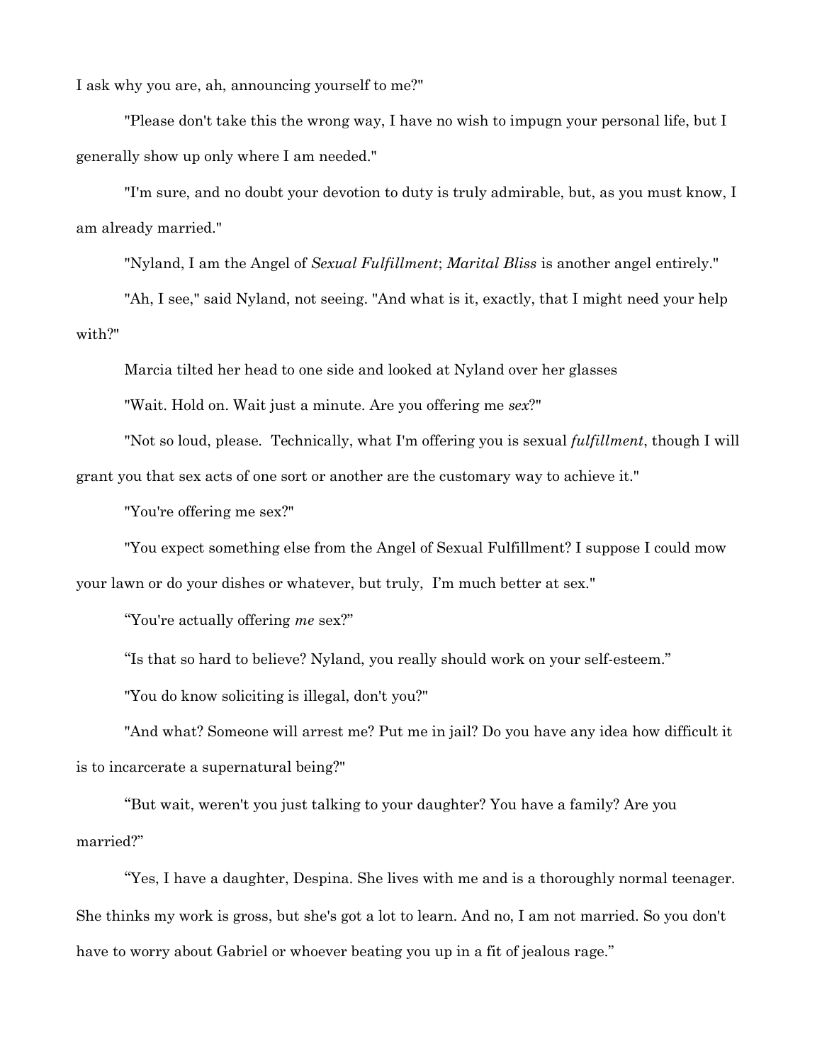I ask why you are, ah, announcing yourself to me?"

"Please don't take this the wrong way, I have no wish to impugn your personal life, but I generally show up only where I am needed."

"I'm sure, and no doubt your devotion to duty is truly admirable, but, as you must know, I am already married."

"Nyland, I am the Angel of *Sexual Fulfillment*; *Marital Bliss* is another angel entirely."

"Ah, I see," said Nyland, not seeing. "And what is it, exactly, that I might need your help with?"

Marcia tilted her head to one side and looked at Nyland over her glasses

"Wait. Hold on. Wait just a minute. Are you offering me *sex*?"

"Not so loud, please. Technically, what I'm offering you is sexual *fulfillment*, though I will grant you that sex acts of one sort or another are the customary way to achieve it."

"You're offering me sex?"

"You expect something else from the Angel of Sexual Fulfillment? I suppose I could mow your lawn or do your dishes or whatever, but truly, I'm much better at sex."

"You're actually offering *me* sex?"

"Is that so hard to believe? Nyland, you really should work on your self-esteem."

"You do know soliciting is illegal, don't you?"

"And what? Someone will arrest me? Put me in jail? Do you have any idea how difficult it is to incarcerate a supernatural being?"

"But wait, weren't you just talking to your daughter? You have a family? Are you married?"

"Yes, I have a daughter, Despina. She lives with me and is a thoroughly normal teenager. She thinks my work is gross, but she's got a lot to learn. And no, I am not married. So you don't have to worry about Gabriel or whoever beating you up in a fit of jealous rage."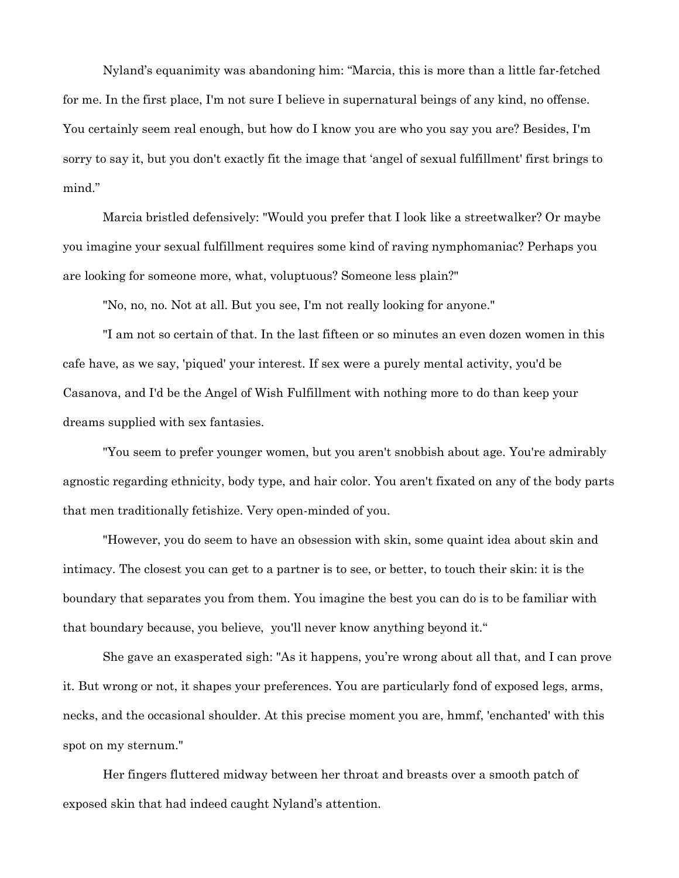Nyland's equanimity was abandoning him: "Marcia, this is more than a little far-fetched for me. In the first place, I'm not sure I believe in supernatural beings of any kind, no offense. You certainly seem real enough, but how do I know you are who you say you are? Besides, I'm sorry to say it, but you don't exactly fit the image that 'angel of sexual fulfillment' first brings to mind."

Marcia bristled defensively: "Would you prefer that I look like a streetwalker? Or maybe you imagine your sexual fulfillment requires some kind of raving nymphomaniac? Perhaps you are looking for someone more, what, voluptuous? Someone less plain?"

"No, no, no. Not at all. But you see, I'm not really looking for anyone."

"I am not so certain of that. In the last fifteen or so minutes an even dozen women in this cafe have, as we say, 'piqued' your interest. If sex were a purely mental activity, you'd be Casanova, and I'd be the Angel of Wish Fulfillment with nothing more to do than keep your dreams supplied with sex fantasies.

"You seem to prefer younger women, but you aren't snobbish about age. You're admirably agnostic regarding ethnicity, body type, and hair color. You aren't fixated on any of the body parts that men traditionally fetishize. Very open-minded of you.

"However, you do seem to have an obsession with skin, some quaint idea about skin and intimacy. The closest you can get to a partner is to see, or better, to touch their skin: it is the boundary that separates you from them. You imagine the best you can do is to be familiar with that boundary because, you believe, you'll never know anything beyond it."

She gave an exasperated sigh: "As it happens, you're wrong about all that, and I can prove it. But wrong or not, it shapes your preferences. You are particularly fond of exposed legs, arms, necks, and the occasional shoulder. At this precise moment you are, hmmf, 'enchanted' with this spot on my sternum."

Her fingers fluttered midway between her throat and breasts over a smooth patch of exposed skin that had indeed caught Nyland's attention.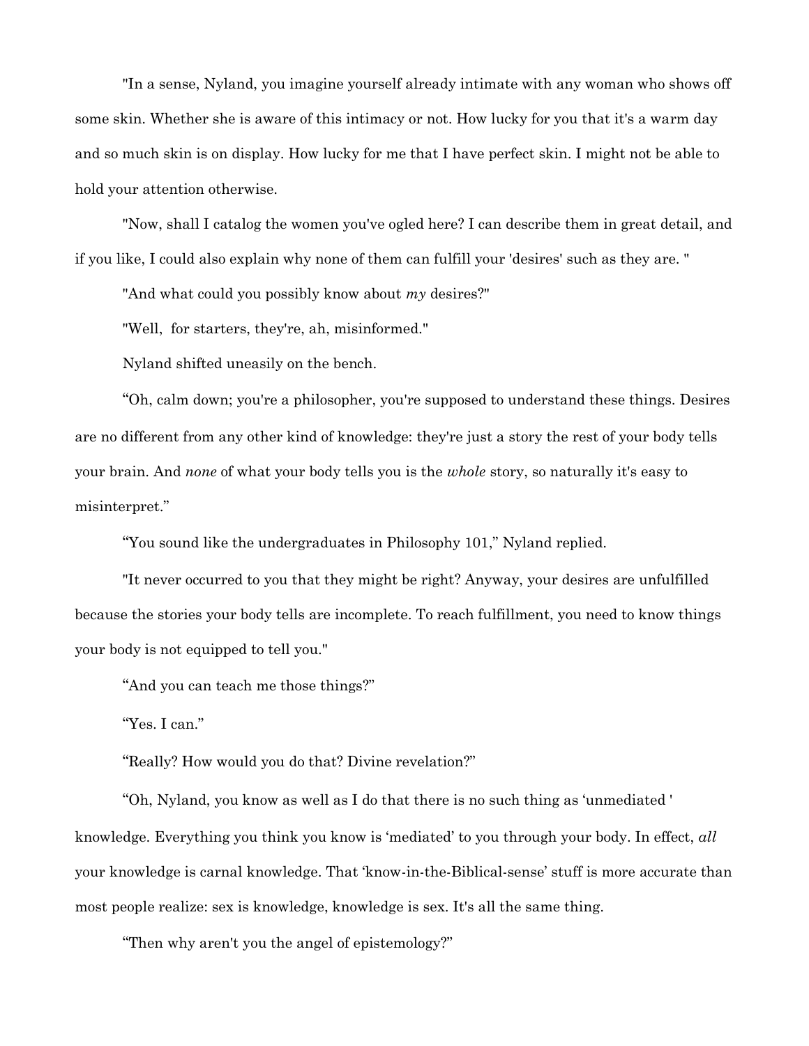"In a sense, Nyland, you imagine yourself already intimate with any woman who shows off some skin. Whether she is aware of this intimacy or not. How lucky for you that it's a warm day and so much skin is on display. How lucky for me that I have perfect skin. I might not be able to hold your attention otherwise.

"Now, shall I catalog the women you've ogled here? I can describe them in great detail, and if you like, I could also explain why none of them can fulfill your 'desires' such as they are. "

"And what could you possibly know about *my* desires?"

"Well, for starters, they're, ah, misinformed."

Nyland shifted uneasily on the bench.

"Oh, calm down; you're a philosopher, you're supposed to understand these things. Desires are no different from any other kind of knowledge: they're just a story the rest of your body tells your brain. And *none* of what your body tells you is the *whole* story, so naturally it's easy to misinterpret."

"You sound like the undergraduates in Philosophy 101," Nyland replied.

"It never occurred to you that they might be right? Anyway, your desires are unfulfilled because the stories your body tells are incomplete. To reach fulfillment, you need to know things your body is not equipped to tell you."

"And you can teach me those things?"

"Yes. I can."

"Really? How would you do that? Divine revelation?"

"Oh, Nyland, you know as well as I do that there is no such thing as 'unmediated ' knowledge. Everything you think you know is 'mediated' to you through your body. In effect, *all* your knowledge is carnal knowledge. That 'know-in-the-Biblical-sense' stuff is more accurate than most people realize: sex is knowledge, knowledge is sex. It's all the same thing.

"Then why aren't you the angel of epistemology?"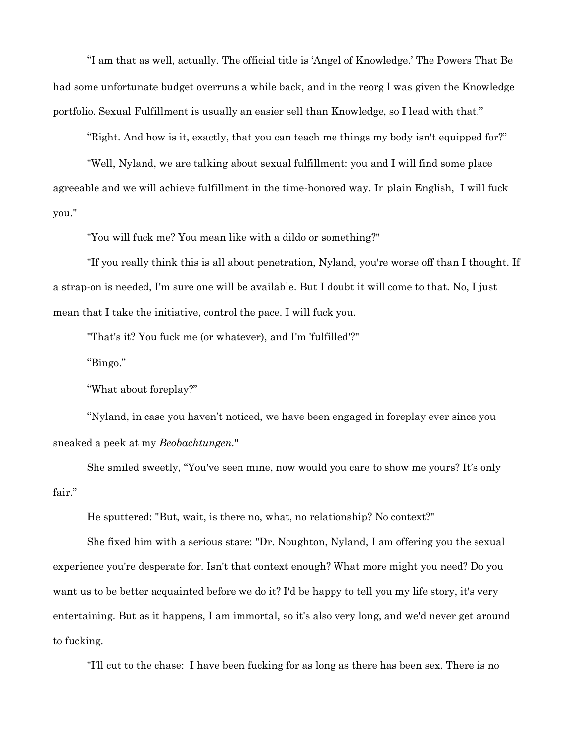"I am that as well, actually. The official title is 'Angel of Knowledge.' The Powers That Be had some unfortunate budget overruns a while back, and in the reorg I was given the Knowledge portfolio. Sexual Fulfillment is usually an easier sell than Knowledge, so I lead with that."

"Right. And how is it, exactly, that you can teach me things my body isn't equipped for?"

"Well, Nyland, we are talking about sexual fulfillment: you and I will find some place agreeable and we will achieve fulfillment in the time-honored way. In plain English, I will fuck you."

"You will fuck me? You mean like with a dildo or something?"

"If you really think this is all about penetration, Nyland, you're worse off than I thought. If a strap-on is needed, I'm sure one will be available. But I doubt it will come to that. No, I just mean that I take the initiative, control the pace. I will fuck you.

"That's it? You fuck me (or whatever), and I'm 'fulfilled'?"

"Bingo."

"What about foreplay?"

"Nyland, in case you haven't noticed, we have been engaged in foreplay ever since you sneaked a peek at my *Beobachtungen*."

She smiled sweetly, "You've seen mine, now would you care to show me yours? It's only fair."

He sputtered: "But, wait, is there no, what, no relationship? No context?"

She fixed him with a serious stare: "Dr. Noughton, Nyland, I am offering you the sexual experience you're desperate for. Isn't that context enough? What more might you need? Do you want us to be better acquainted before we do it? I'd be happy to tell you my life story, it's very entertaining. But as it happens, I am immortal, so it's also very long, and we'd never get around to fucking.

"I'll cut to the chase: I have been fucking for as long as there has been sex. There is no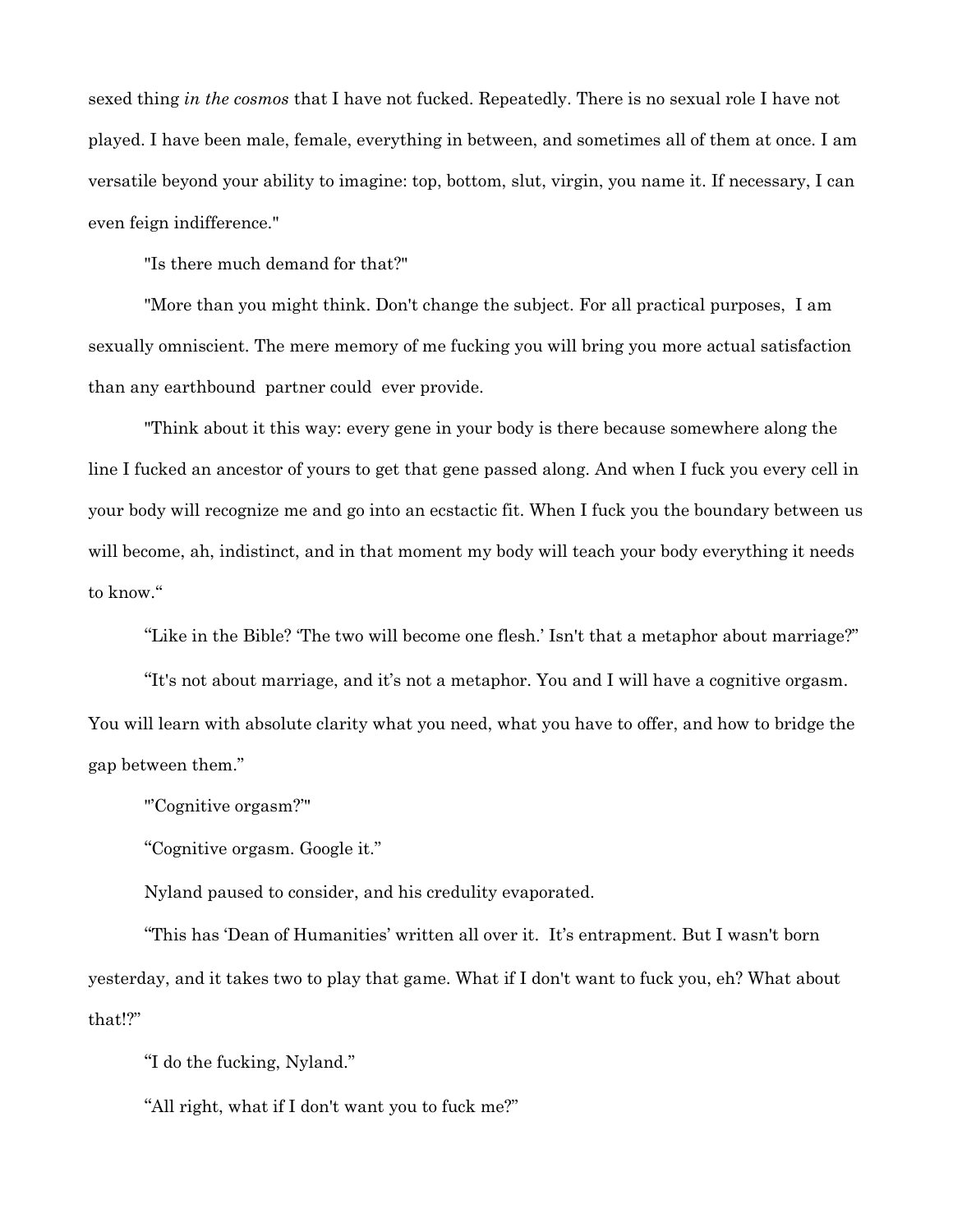sexed thing *in the cosmos* that I have not fucked. Repeatedly. There is no sexual role I have not played. I have been male, female, everything in between, and sometimes all of them at once. I am versatile beyond your ability to imagine: top, bottom, slut, virgin, you name it. If necessary, I can even feign indifference."

"Is there much demand for that?"

"More than you might think. Don't change the subject. For all practical purposes, I am sexually omniscient. The mere memory of me fucking you will bring you more actual satisfaction than any earthbound partner could ever provide.

"Think about it this way: every gene in your body is there because somewhere along the line I fucked an ancestor of yours to get that gene passed along. And when I fuck you every cell in your body will recognize me and go into an ecstactic fit. When I fuck you the boundary between us will become, ah, indistinct, and in that moment my body will teach your body everything it needs to know."

"Like in the Bible? 'The two will become one flesh.' Isn't that a metaphor about marriage?"

"It's not about marriage, and it's not a metaphor. You and I will have a cognitive orgasm. You will learn with absolute clarity what you need, what you have to offer, and how to bridge the gap between them."

"'Cognitive orgasm?'"

"Cognitive orgasm. Google it."

Nyland paused to consider, and his credulity evaporated.

"This has 'Dean of Humanities' written all over it. It's entrapment. But I wasn't born yesterday, and it takes two to play that game. What if I don't want to fuck you, eh? What about that!?"

"I do the fucking, Nyland."

"All right, what if I don't want you to fuck me?"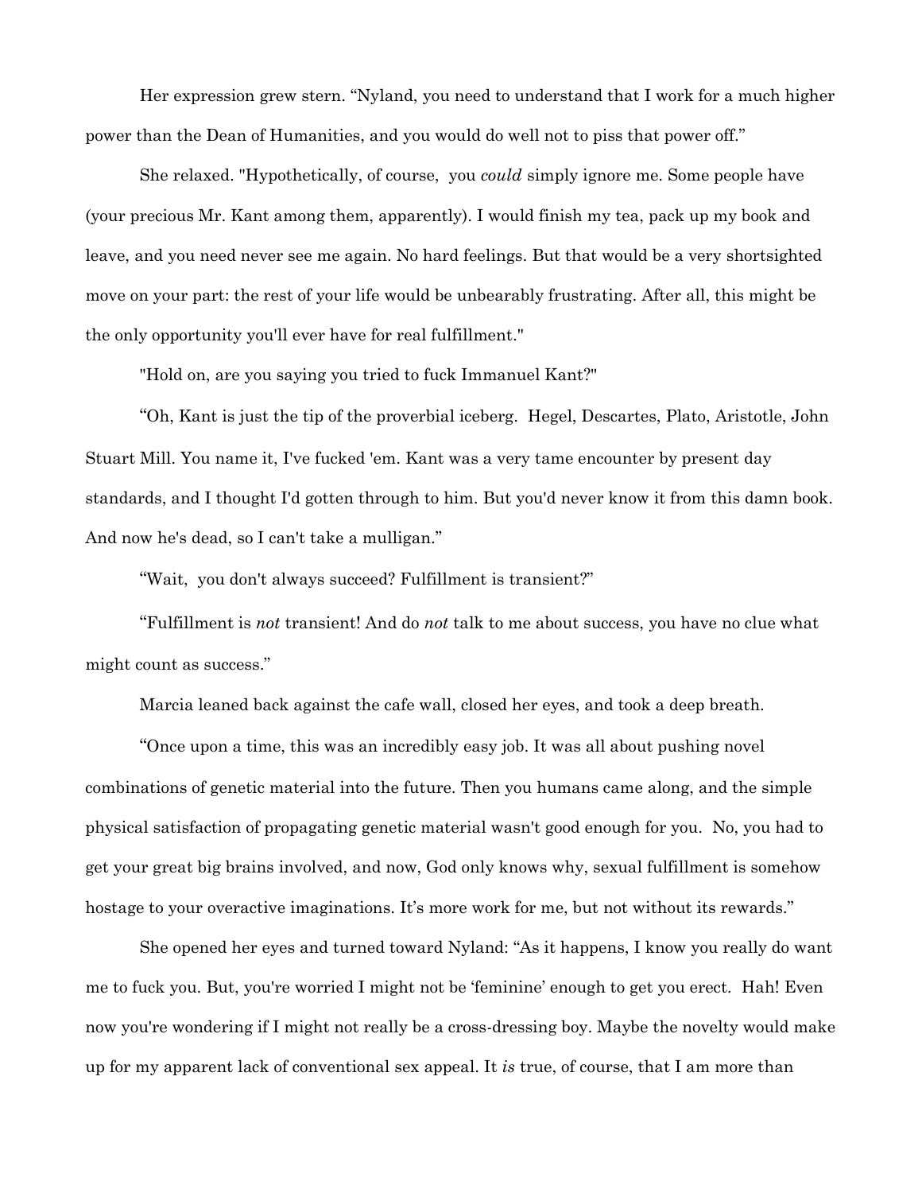Her expression grew stern. "Nyland, you need to understand that I work for a much higher power than the Dean of Humanities, and you would do well not to piss that power off."

She relaxed. "Hypothetically, of course, you *could* simply ignore me. Some people have (your precious Mr. Kant among them, apparently). I would finish my tea, pack up my book and leave, and you need never see me again. No hard feelings. But that would be a very shortsighted move on your part: the rest of your life would be unbearably frustrating. After all, this might be the only opportunity you'll ever have for real fulfillment."

"Hold on, are you saying you tried to fuck Immanuel Kant?"

"Oh, Kant is just the tip of the proverbial iceberg. Hegel, Descartes, Plato, Aristotle, John Stuart Mill. You name it, I've fucked 'em. Kant was a very tame encounter by present day standards, and I thought I'd gotten through to him. But you'd never know it from this damn book. And now he's dead, so I can't take a mulligan."

"Wait, you don't always succeed? Fulfillment is transient?"

"Fulfillment is *not* transient! And do *not* talk to me about success, you have no clue what might count as success."

Marcia leaned back against the cafe wall, closed her eyes, and took a deep breath.

"Once upon a time, this was an incredibly easy job. It was all about pushing novel combinations of genetic material into the future. Then you humans came along, and the simple physical satisfaction of propagating genetic material wasn't good enough for you. No, you had to get your great big brains involved, and now, God only knows why, sexual fulfillment is somehow hostage to your overactive imaginations. It's more work for me, but not without its rewards."

She opened her eyes and turned toward Nyland: "As it happens, I know you really do want me to fuck you. But, you're worried I might not be 'feminine' enough to get you erect. Hah! Even now you're wondering if I might not really be a cross-dressing boy. Maybe the novelty would make up for my apparent lack of conventional sex appeal. It *is* true, of course, that I am more than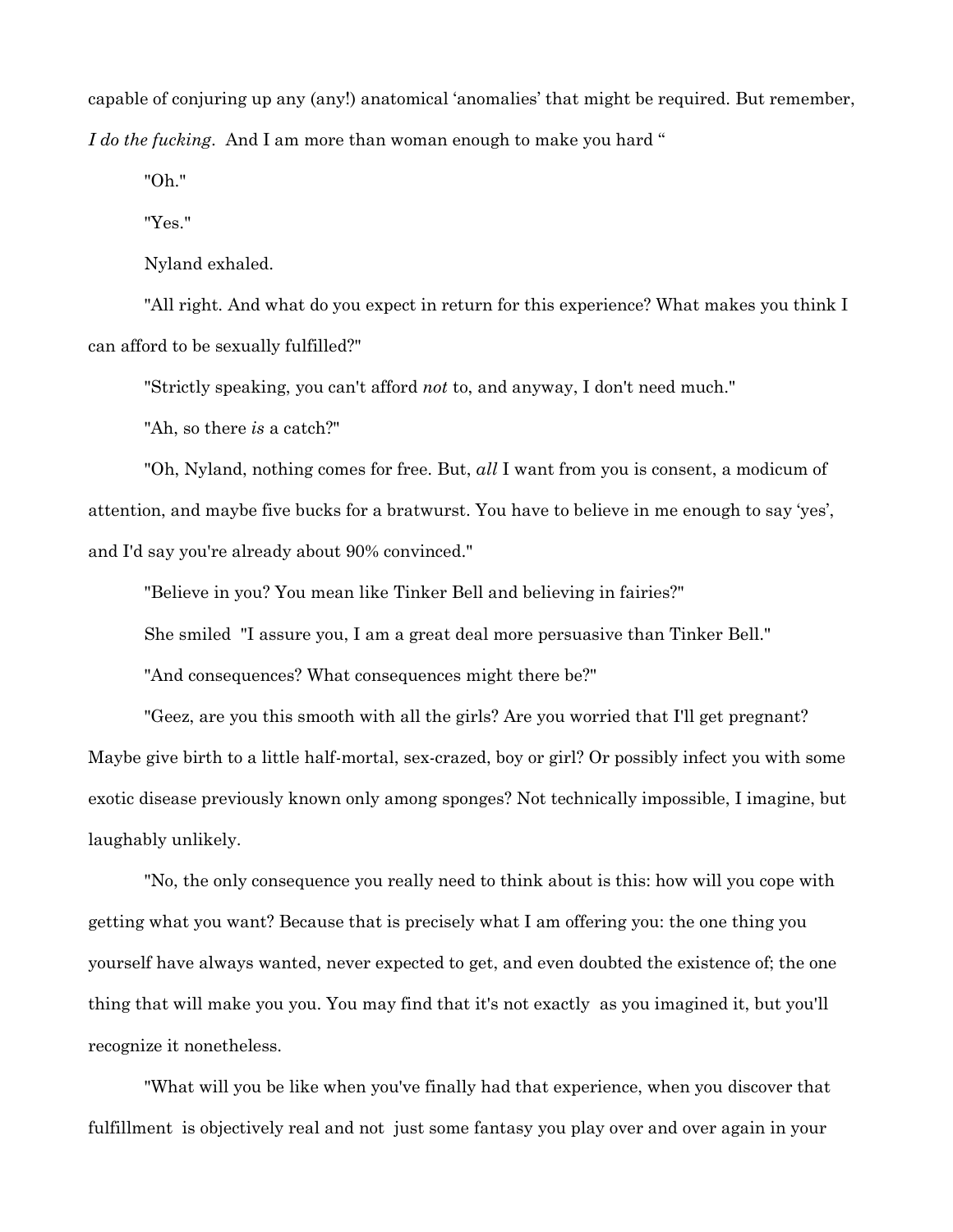capable of conjuring up any (any!) anatomical 'anomalies' that might be required. But remember, *I do the fucking*. And I am more than woman enough to make you hard "

"Oh."

"Yes."

Nyland exhaled.

"All right. And what do you expect in return for this experience? What makes you think I can afford to be sexually fulfilled?"

"Strictly speaking, you can't afford *not* to, and anyway, I don't need much."

"Ah, so there *is* a catch?"

"Oh, Nyland, nothing comes for free. But, *all* I want from you is consent, a modicum of attention, and maybe five bucks for a bratwurst. You have to believe in me enough to say 'yes', and I'd say you're already about 90% convinced."

"Believe in you? You mean like Tinker Bell and believing in fairies?"

She smiled "I assure you, I am a great deal more persuasive than Tinker Bell."

"And consequences? What consequences might there be?"

"Geez, are you this smooth with all the girls? Are you worried that I'll get pregnant? Maybe give birth to a little half-mortal, sex-crazed, boy or girl? Or possibly infect you with some exotic disease previously known only among sponges? Not technically impossible, I imagine, but laughably unlikely.

"No, the only consequence you really need to think about is this: how will you cope with getting what you want? Because that is precisely what I am offering you: the one thing you yourself have always wanted, never expected to get, and even doubted the existence of; the one thing that will make you you. You may find that it's not exactly as you imagined it, but you'll recognize it nonetheless.

"What will you be like when you've finally had that experience, when you discover that fulfillment is objectively real and not just some fantasy you play over and over again in your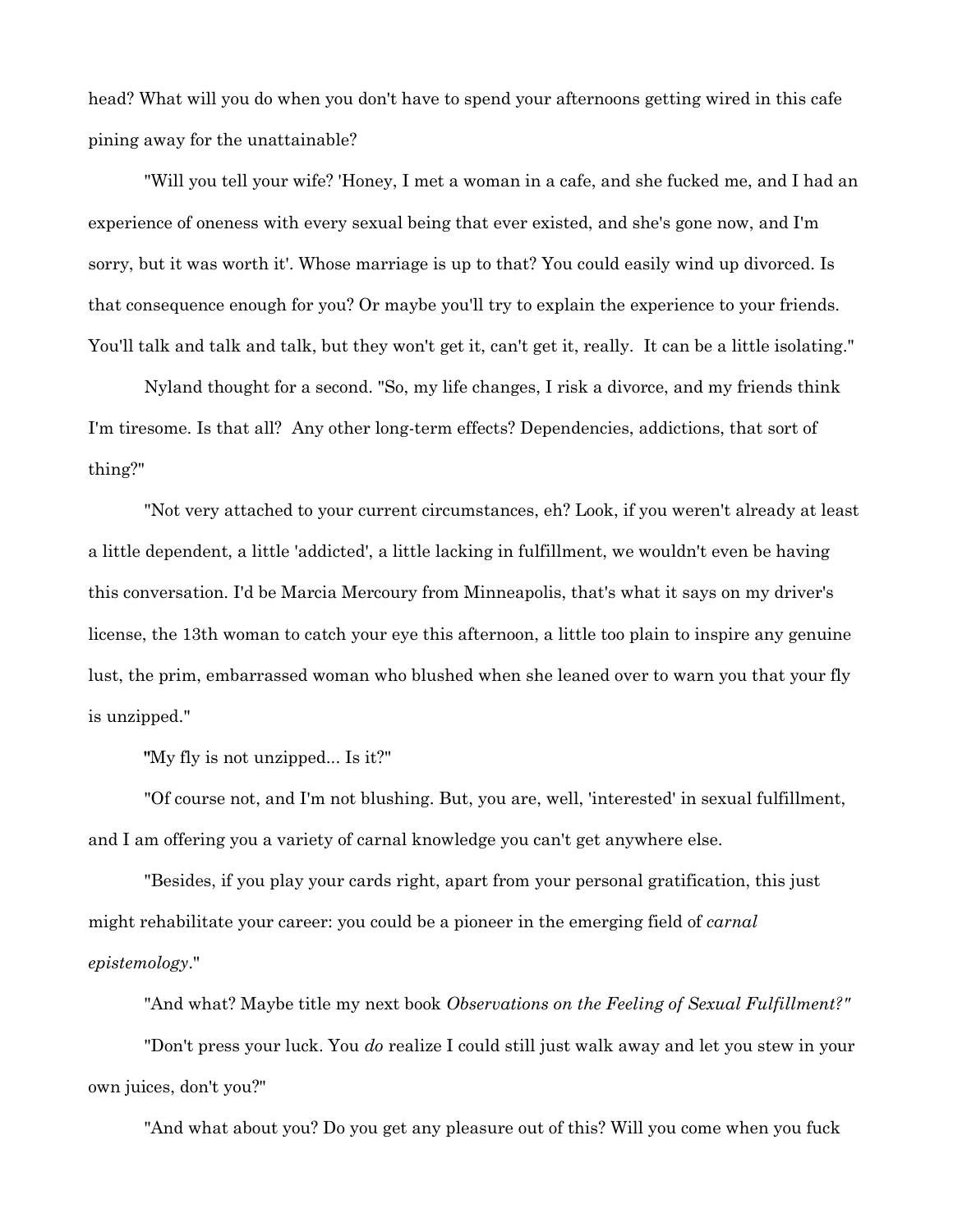head? What will you do when you don't have to spend your afternoons getting wired in this cafe pining away for the unattainable?

"Will you tell your wife? 'Honey, I met a woman in a cafe, and she fucked me, and I had an experience of oneness with every sexual being that ever existed, and she's gone now, and I'm sorry, but it was worth it'. Whose marriage is up to that? You could easily wind up divorced. Is that consequence enough for you? Or maybe you'll try to explain the experience to your friends. You'll talk and talk and talk, but they won't get it, can't get it, really. It can be a little isolating."

Nyland thought for a second. "So, my life changes, I risk a divorce, and my friends think I'm tiresome. Is that all? Any other long-term effects? Dependencies, addictions, that sort of thing?"

"Not very attached to your current circumstances, eh? Look, if you weren't already at least a little dependent, a little 'addicted', a little lacking in fulfillment, we wouldn't even be having this conversation. I'd be Marcia Mercoury from Minneapolis, that's what it says on my driver's license, the 13th woman to catch your eye this afternoon, a little too plain to inspire any genuine lust, the prim, embarrassed woman who blushed when she leaned over to warn you that your fly is unzipped."

"My fly is not unzipped... Is it?"

"Of course not, and I'm not blushing. But, you are, well, 'interested' in sexual fulfillment, and I am offering you a variety of carnal knowledge you can't get anywhere else.

"Besides, if you play your cards right, apart from your personal gratification, this just might rehabilitate your career: you could be a pioneer in the emerging field of *carnal epistemology*."

"And what? Maybe title my next book *Observations on the Feeling of Sexual Fulfillment?"*

"Don't press your luck. You *do* realize I could still just walk away and let you stew in your own juices, don't you?"

"And what about you? Do you get any pleasure out of this? Will you come when you fuck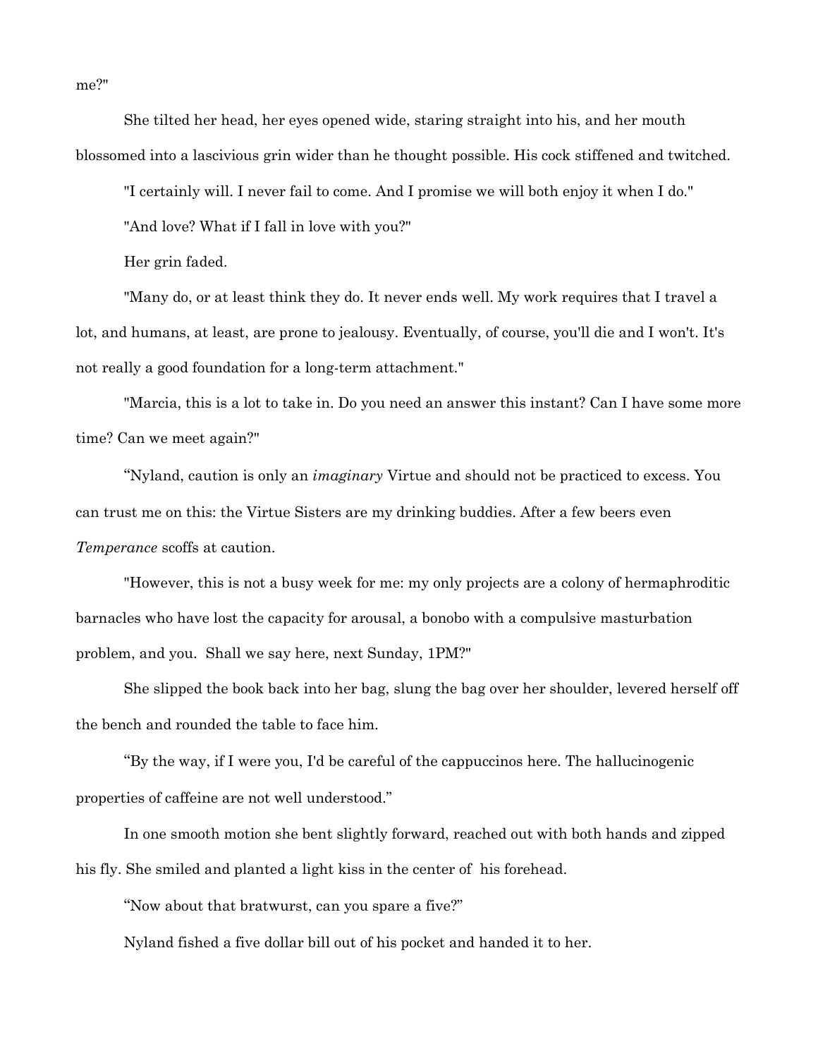me?"

She tilted her head, her eyes opened wide, staring straight into his, and her mouth blossomed into a lascivious grin wider than he thought possible. His cock stiffened and twitched.

"I certainly will. I never fail to come. And I promise we will both enjoy it when I do."

"And love? What if I fall in love with you?"

Her grin faded.

"Many do, or at least think they do. It never ends well. My work requires that I travel a lot, and humans, at least, are prone to jealousy. Eventually, of course, you'll die and I won't. It's not really a good foundation for a long-term attachment."

"Marcia, this is a lot to take in. Do you need an answer this instant? Can I have some more time? Can we meet again?"

"Nyland, caution is only an *imaginary* Virtue and should not be practiced to excess. You can trust me on this: the Virtue Sisters are my drinking buddies. After a few beers even *Temperance* scoffs at caution.

"However, this is not a busy week for me: my only projects are a colony of hermaphroditic barnacles who have lost the capacity for arousal, a bonobo with a compulsive masturbation problem, and you. Shall we say here, next Sunday, 1PM?"

She slipped the book back into her bag, slung the bag over her shoulder, levered herself off the bench and rounded the table to face him.

"By the way, if I were you, I'd be careful of the cappuccinos here. The hallucinogenic properties of caffeine are not well understood."

In one smooth motion she bent slightly forward, reached out with both hands and zipped his fly. She smiled and planted a light kiss in the center of his forehead.

"Now about that bratwurst, can you spare a five?"

Nyland fished a five dollar bill out of his pocket and handed it to her.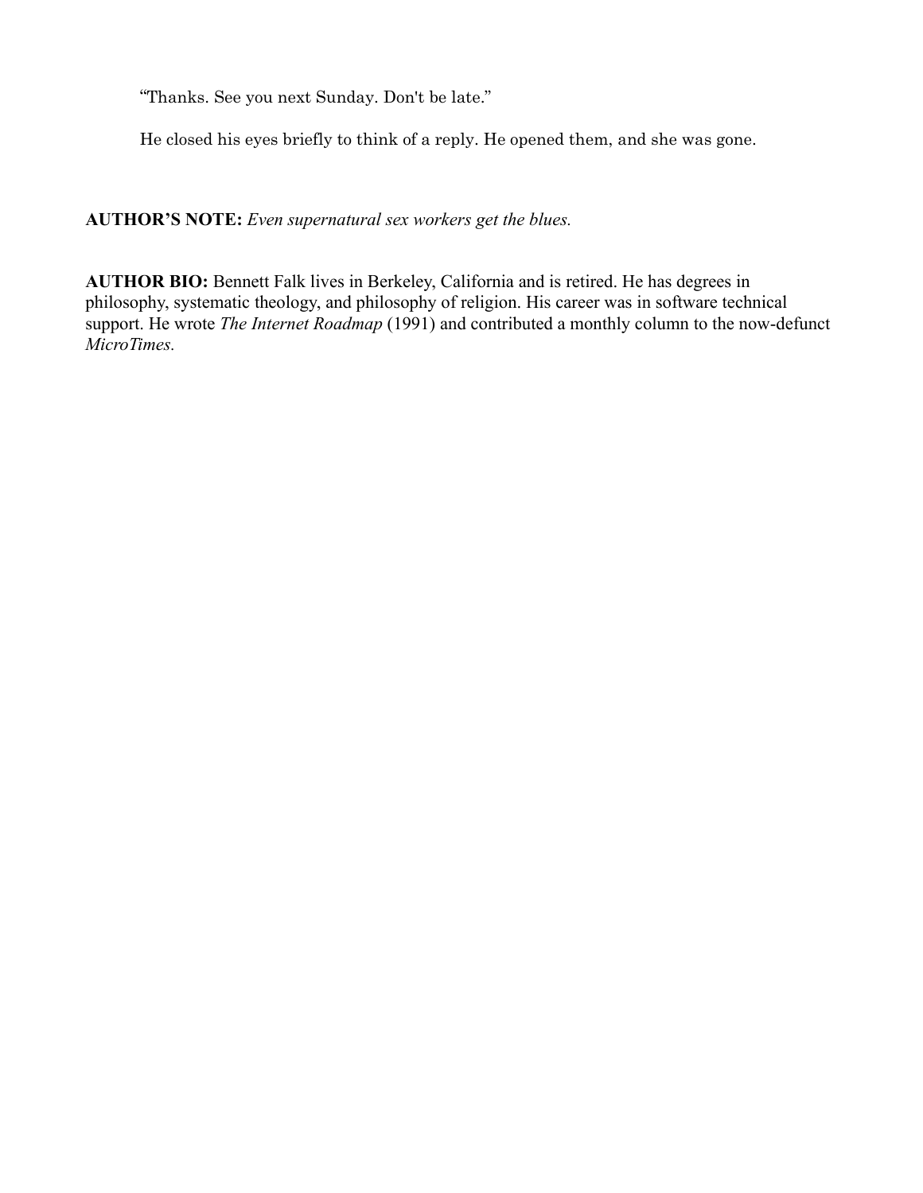"Thanks. See you next Sunday. Don't be late."

He closed his eyes briefly to think of a reply. He opened them, and she was gone.

**AUTHOR'S NOTE:** *Even supernatural sex workers get the blues.*

**AUTHOR BIO:** Bennett Falk lives in Berkeley, California and is retired. He has degrees in philosophy, systematic theology, and philosophy of religion. His career was in software technical support. He wrote *The Internet Roadmap* (1991) and contributed a monthly column to the now-defunct *MicroTimes.*